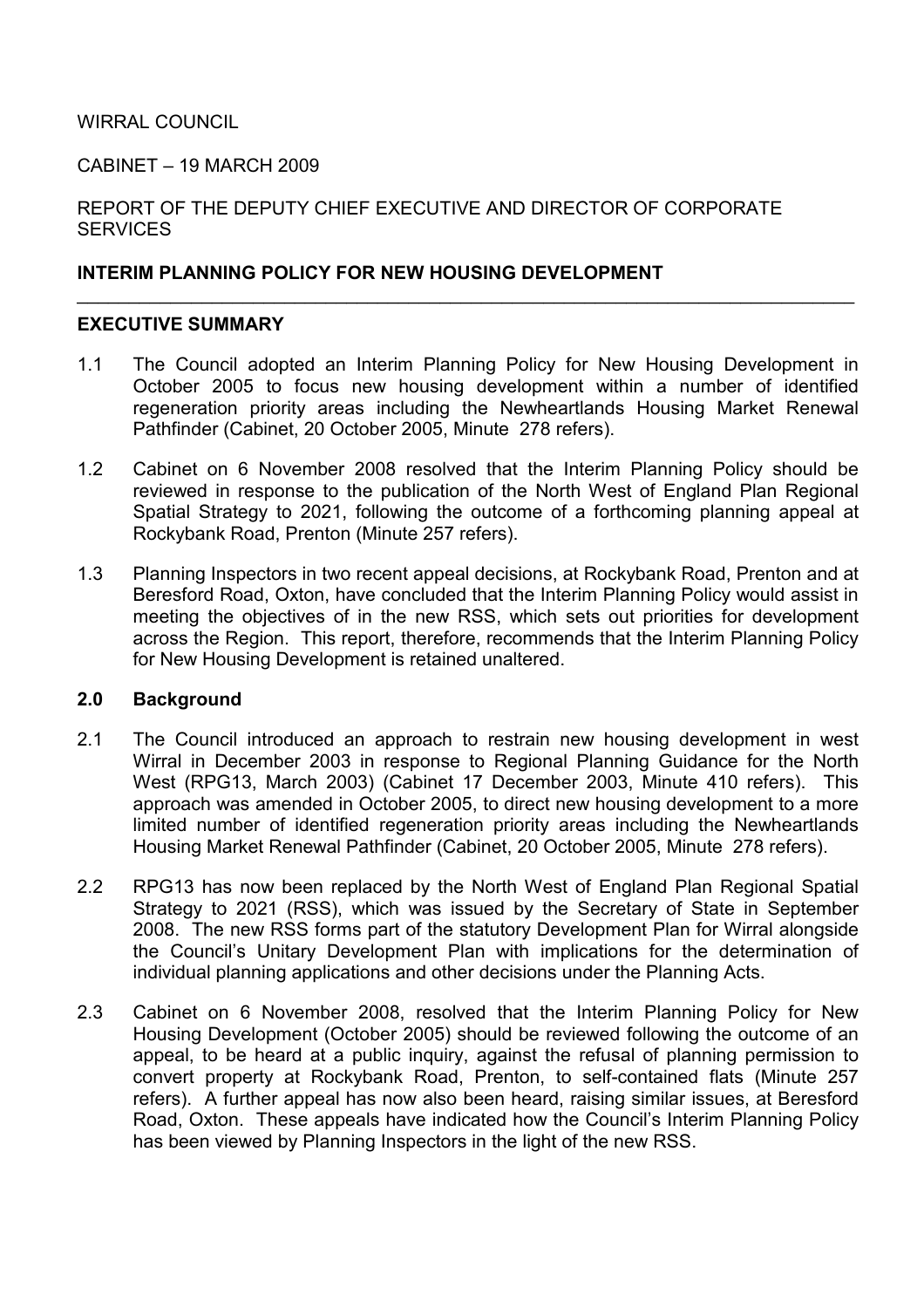WIRRAL COUNCIL

CABINET – 19 MARCH 2009

REPORT OF THE DEPUTY CHIEF EXECUTIVE AND DIRECTOR OF CORPORATE SERVICES

## INTERIM PLANNING POLICY FOR NEW HOUSING DEVELOPMENT

---

## EXECUTIVE SUMMARY

1.1 The Council adopted an Interim Planning Policy for New Housing Development in October 2005 to focus new housing development within a number of identified regeneration priority areas including the Newheartlands Housing Market Renewal Pathfinder (Cabinet, 20 October 2005, Minute 278 refers).

1.2 Cabinet on 6 November 2008 resolved that the Interim Planning Policy should be reviewed in response to the publication of the North West of England Plan Regional Spatial Strategy to 2021, following the outcome of a forthcoming planning appeal at Rockybank Road, Prenton (Minute 257 refers).

1.3 Planning Inspectors in two recent appeal decisions, at Rockybank Road, Prenton and at Beresford Road, Oxton, have concluded that the Interim Planning Policy would assist in meeting the objectives of in the new RSS, which sets out priorities for development across the Region. This report, therefore, recommends that the Interim Planning Policy for New Housing Development is retained unaltered.

## 2.0 Background

2.1 The Council introduced an approach to restrain new housing development in west Wirral in December 2003 in response to Regional Planning Guidance for the North West (RPG13, March 2003) (Cabinet 17 December 2003, Minute 410 refers). This approach was amended in October 2005, to direct new housing development to a more limited number of identified regeneration priority areas including the Newheartlands Housing Market Renewal Pathfinder (Cabinet, 20 October 2005, Minute 278 refers).

2.2 RPG13 has now been replaced by the North West of England Plan Regional Spatial Strategy to 2021 (RSS), which was issued by the Secretary of State in September 2008. The new RSS forms part of the statutory Development Plan for Wirral alongside the Council's Unitary Development Plan with implications for the determination of individual planning applications and other decisions under the Planning Acts.

2.3 Cabinet on 6 November 2008, resolved that the Interim Planning Policy for New Housing Development (October 2005) should be reviewed following the outcome of an appeal, to be heard at a public inquiry, against the refusal of planning permission to convert property at Rockybank Road, Prenton, to self-contained flats (Minute 257 refers). A further appeal has now also been heard, raising similar issues, at Beresford Road, Oxton. These appeals have indicated how the Council's Interim Planning Policy has been viewed by Planning Inspectors in the light of the new RSS.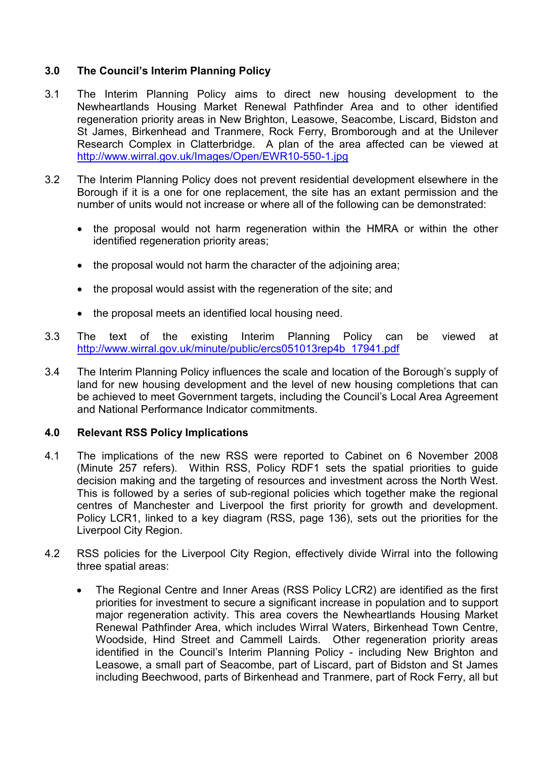## 3.0 The Council's Interim Planning Policy

3.1 The Interim Planning Policy aims to direct new housing development to the Newheartlands Housing Market Renewal Pathfinder Area and to other identified regeneration priority areas in New Brighton, Leasowe, Seacombe, Liscard, Bidston and St James, Birkenhead and Tranmere, Rock Ferry, Bromborough and at the Unilever Research Complex in Clatterbridge. A plan of the area affected can be viewed at http://www.wirral.gov.uk/Images/Open/EWR10-550-1.jpg

3.2 The Interim Planning Policy does not prevent residential development elsewhere in the Borough if it is a one for one replacement, the site has an extant permission and the number of units would not increase or where all of the following can be demonstrated:

- the proposal would not harm regeneration within the HMRA or within the other identified regeneration priority areas;
- the proposal would not harm the character of the adjoining area;
- the proposal would assist with the regeneration of the site; and
- the proposal meets an identified local housing need.

3.3 The text of the existing Interim Planning Policy can be viewed at http://www.wirral.gov.uk/minute/public/ercs051013rep4b_17941.pdf

3.4 The Interim Planning Policy influences the scale and location of the Borough's supply of land for new housing development and the level of new housing completions that can be achieved to meet Government targets, including the Council's Local Area Agreement and National Performance Indicator commitments.

## 4.0 Relevant RSS Policy Implications

4.1 The implications of the new RSS were reported to Cabinet on 6 November 2008 (Minute 257 refers). Within RSS, Policy RDF1 sets the spatial priorities to guide decision making and the targeting of resources and investment across the North West. This is followed by a series of sub-regional policies which together make the regional centres of Manchester and Liverpool the first priority for growth and development. Policy LCR1, linked to a key diagram (RSS, page 136), sets out the priorities for the Liverpool City Region.

4.2 RSS policies for the Liverpool City Region, effectively divide Wirral into the following three spatial areas:

- The Regional Centre and Inner Areas (RSS Policy LCR2) are identified as the first priorities for investment to secure a significant increase in population and to support major regeneration activity. This area covers the Newheartlands Housing Market Renewal Pathfinder Area, which includes Wirral Waters, Birkenhead Town Centre, Woodside, Hind Street and Cammell Lairds. Other regeneration priority areas identified in the Council's Interim Planning Policy - including New Brighton and Leasowe, a small part of Seacombe, part of Liscard, part of Bidston and St James including Beechwood, parts of Birkenhead and Tranmere, part of Rock Ferry, all but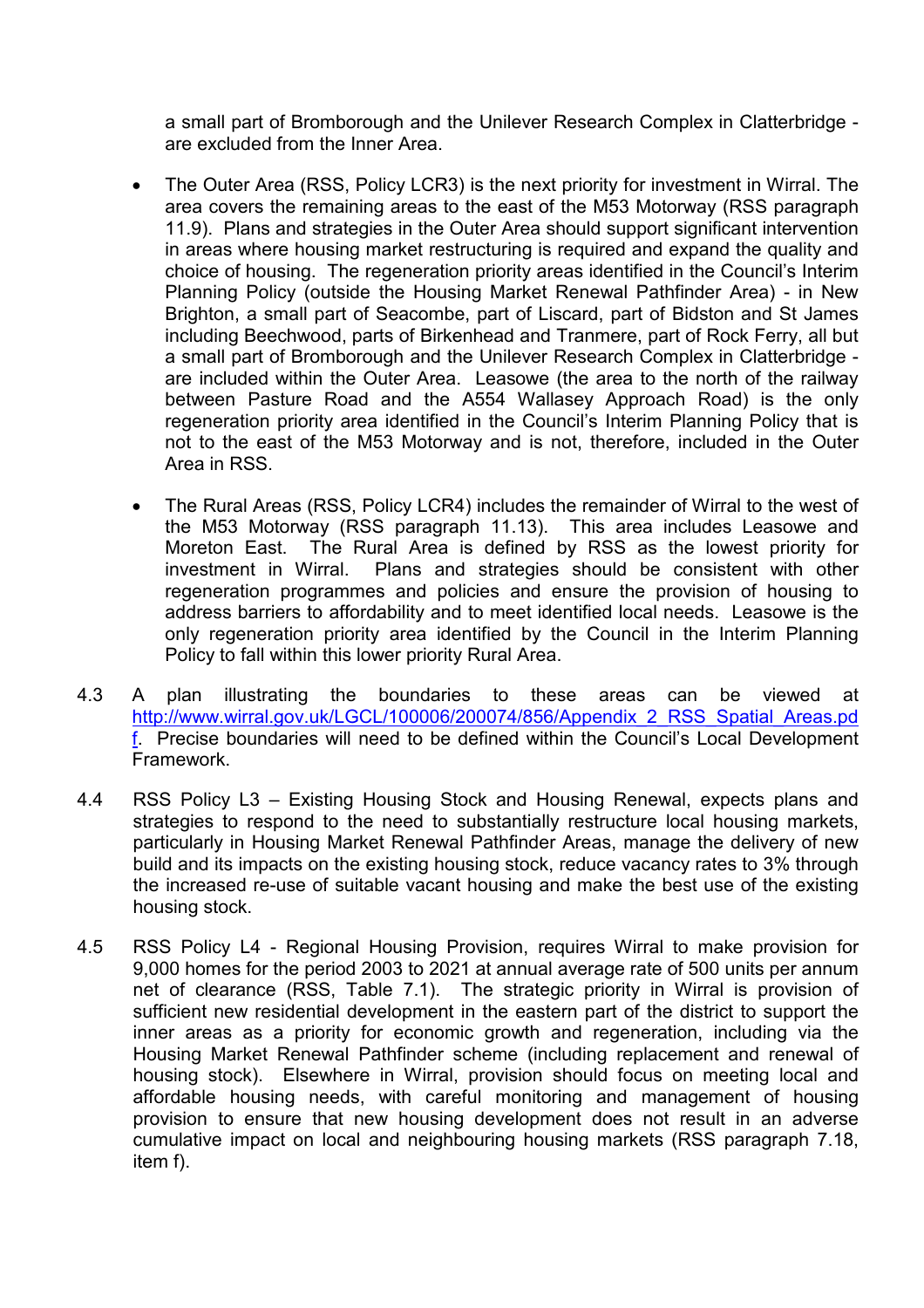a small part of Bromborough and the Unilever Research Complex in Clatterbridge - are excluded from the Inner Area.

- The Outer Area (RSS, Policy LCR3) is the next priority for investment in Wirral. The area covers the remaining areas to the east of the M53 Motorway (RSS paragraph 11.9). Plans and strategies in the Outer Area should support significant intervention in areas where housing market restructuring is required and expand the quality and choice of housing. The regeneration priority areas identified in the Council's Interim Planning Policy (outside the Housing Market Renewal Pathfinder Area) - in New Brighton, a small part of Seacombe, part of Liscard, part of Bidston and St James including Beechwood, parts of Birkenhead and Tranmere, part of Rock Ferry, all but a small part of Bromborough and the Unilever Research Complex in Clatterbridge - are included within the Outer Area. Leasowe (the area to the north of the railway between Pasture Road and the A554 Wallasey Approach Road) is the only regeneration priority area identified in the Council's Interim Planning Policy that is not to the east of the M53 Motorway and is not, therefore, included in the Outer Area in RSS.

- The Rural Areas (RSS, Policy LCR4) includes the remainder of Wirral to the west of the M53 Motorway (RSS paragraph 11.13). This area includes Leasowe and Moreton East. The Rural Area is defined by RSS as the lowest priority for investment in Wirral. Plans and strategies should be consistent with other regeneration programmes and policies and ensure the provision of housing to address barriers to affordability and to meet identified local needs. Leasowe is the only regeneration priority area identified by the Council in the Interim Planning Policy to fall within this lower priority Rural Area.

4.3 A plan illustrating the boundaries to these areas can be viewed at http://www.wirral.gov.uk/LGCL/100006/200074/856/Appendix_2_RSS_Spatial_Areas.pdf. Precise boundaries will need to be defined within the Council's Local Development Framework.

4.4 RSS Policy L3 – Existing Housing Stock and Housing Renewal, expects plans and strategies to respond to the need to substantially restructure local housing markets, particularly in Housing Market Renewal Pathfinder Areas, manage the delivery of new build and its impacts on the existing housing stock, reduce vacancy rates to 3% through the increased re-use of suitable vacant housing and make the best use of the existing housing stock.

4.5 RSS Policy L4 - Regional Housing Provision, requires Wirral to make provision for 9,000 homes for the period 2003 to 2021 at annual average rate of 500 units per annum net of clearance (RSS, Table 7.1). The strategic priority in Wirral is provision of sufficient new residential development in the eastern part of the district to support the inner areas as a priority for economic growth and regeneration, including via the Housing Market Renewal Pathfinder scheme (including replacement and renewal of housing stock). Elsewhere in Wirral, provision should focus on meeting local and affordable housing needs, with careful monitoring and management of housing provision to ensure that new housing development does not result in an adverse cumulative impact on local and neighbouring housing markets (RSS paragraph 7.18, item f).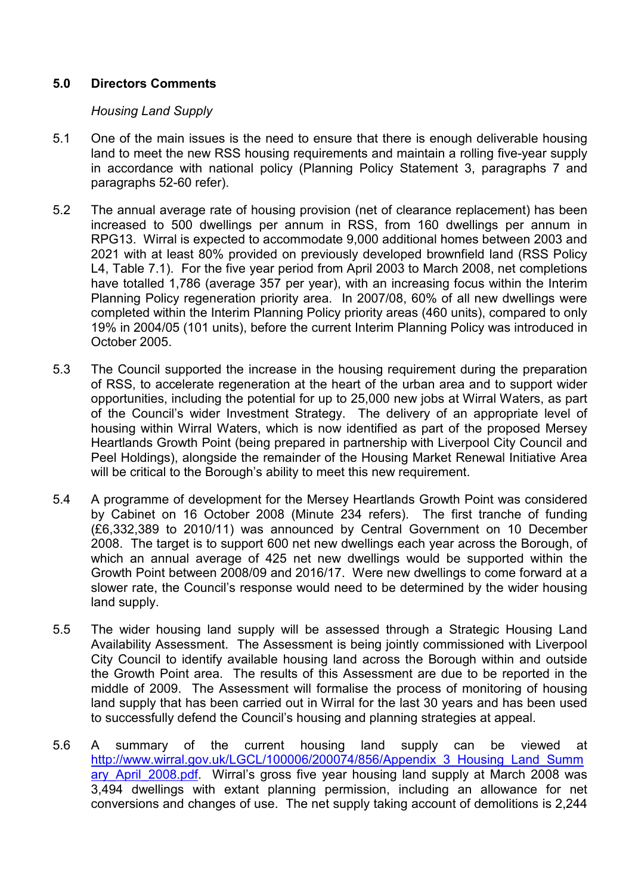## 5.0 Directors Comments

*Housing Land Supply*

5.1 One of the main issues is the need to ensure that there is enough deliverable housing land to meet the new RSS housing requirements and maintain a rolling five-year supply in accordance with national policy (Planning Policy Statement 3, paragraphs 7 and paragraphs 52-60 refer).

5.2 The annual average rate of housing provision (net of clearance replacement) has been increased to 500 dwellings per annum in RSS, from 160 dwellings per annum in RPG13. Wirral is expected to accommodate 9,000 additional homes between 2003 and 2021 with at least 80% provided on previously developed brownfield land (RSS Policy L4, Table 7.1). For the five year period from April 2003 to March 2008, net completions have totalled 1,786 (average 357 per year), with an increasing focus within the Interim Planning Policy regeneration priority area. In 2007/08, 60% of all new dwellings were completed within the Interim Planning Policy priority areas (460 units), compared to only 19% in 2004/05 (101 units), before the current Interim Planning Policy was introduced in October 2005.

5.3 The Council supported the increase in the housing requirement during the preparation of RSS, to accelerate regeneration at the heart of the urban area and to support wider opportunities, including the potential for up to 25,000 new jobs at Wirral Waters, as part of the Council's wider Investment Strategy. The delivery of an appropriate level of housing within Wirral Waters, which is now identified as part of the proposed Mersey Heartlands Growth Point (being prepared in partnership with Liverpool City Council and Peel Holdings), alongside the remainder of the Housing Market Renewal Initiative Area will be critical to the Borough's ability to meet this new requirement.

5.4 A programme of development for the Mersey Heartlands Growth Point was considered by Cabinet on 16 October 2008 (Minute 234 refers). The first tranche of funding (£6,332,389 to 2010/11) was announced by Central Government on 10 December 2008. The target is to support 600 net new dwellings each year across the Borough, of which an annual average of 425 net new dwellings would be supported within the Growth Point between 2008/09 and 2016/17. Were new dwellings to come forward at a slower rate, the Council's response would need to be determined by the wider housing land supply.

5.5 The wider housing land supply will be assessed through a Strategic Housing Land Availability Assessment. The Assessment is being jointly commissioned with Liverpool City Council to identify available housing land across the Borough within and outside the Growth Point area. The results of this Assessment are due to be reported in the middle of 2009. The Assessment will formalise the process of monitoring of housing land supply that has been carried out in Wirral for the last 30 years and has been used to successfully defend the Council's housing and planning strategies at appeal.

5.6 A summary of the current housing land supply can be viewed at http://www.wirral.gov.uk/LGCL/100006/200074/856/Appendix_3_Housing_Land_Summary_April_2008.pdf. Wirral's gross five year housing land supply at March 2008 was 3,494 dwellings with extant planning permission, including an allowance for net conversions and changes of use. The net supply taking account of demolitions is 2,244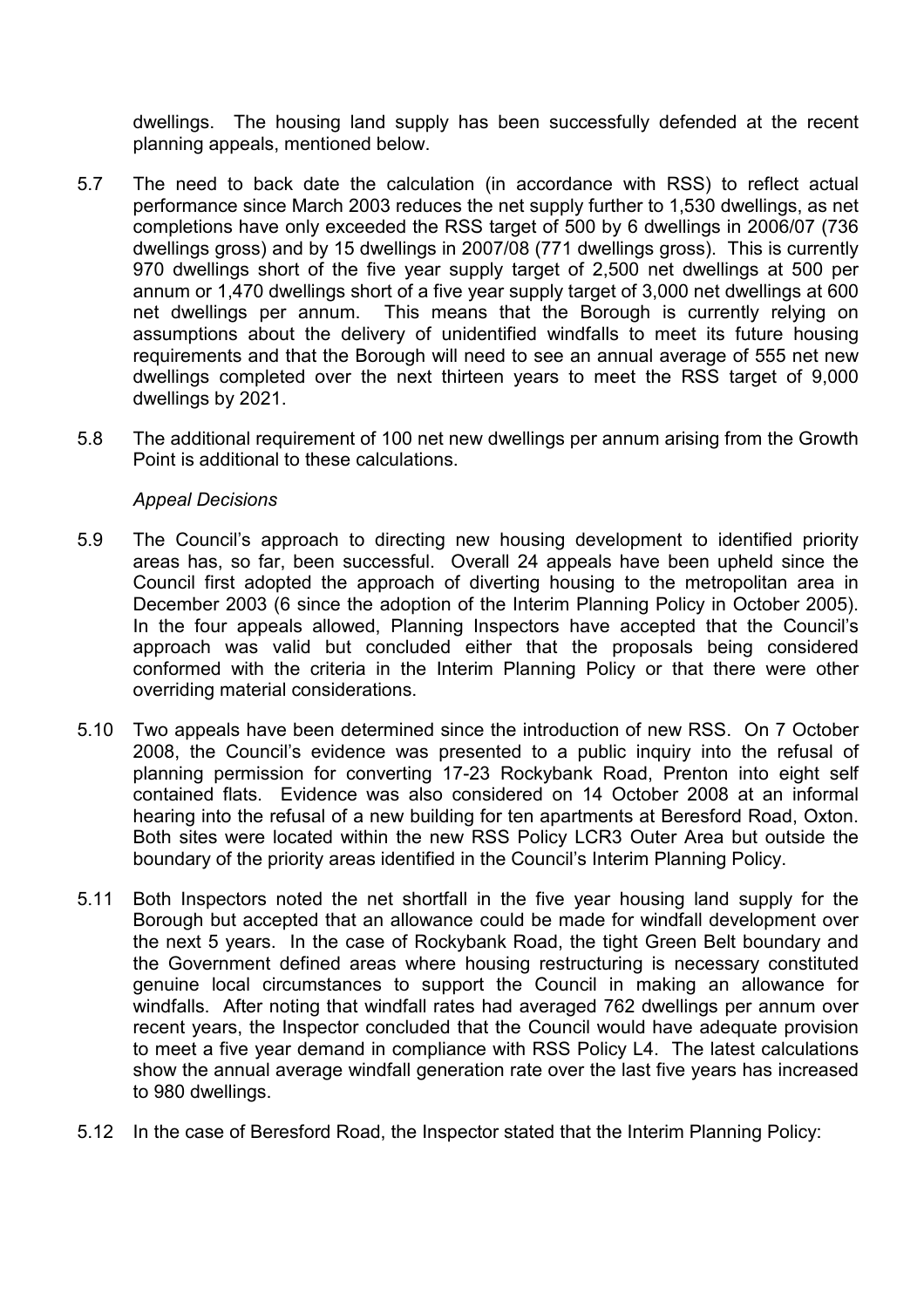dwellings. The housing land supply has been successfully defended at the recent planning appeals, mentioned below.

5.7 The need to back date the calculation (in accordance with RSS) to reflect actual performance since March 2003 reduces the net supply further to 1,530 dwellings, as net completions have only exceeded the RSS target of 500 by 6 dwellings in 2006/07 (736 dwellings gross) and by 15 dwellings in 2007/08 (771 dwellings gross). This is currently 970 dwellings short of the five year supply target of 2,500 net dwellings at 500 per annum or 1,470 dwellings short of a five year supply target of 3,000 net dwellings at 600 net dwellings per annum. This means that the Borough is currently relying on assumptions about the delivery of unidentified windfalls to meet its future housing requirements and that the Borough will need to see an annual average of 555 net new dwellings completed over the next thirteen years to meet the RSS target of 9,000 dwellings by 2021.

5.8 The additional requirement of 100 net new dwellings per annum arising from the Growth Point is additional to these calculations.

*Appeal Decisions*

5.9 The Council's approach to directing new housing development to identified priority areas has, so far, been successful. Overall 24 appeals have been upheld since the Council first adopted the approach of diverting housing to the metropolitan area in December 2003 (6 since the adoption of the Interim Planning Policy in October 2005). In the four appeals allowed, Planning Inspectors have accepted that the Council's approach was valid but concluded either that the proposals being considered conformed with the criteria in the Interim Planning Policy or that there were other overriding material considerations.

5.10 Two appeals have been determined since the introduction of new RSS. On 7 October 2008, the Council's evidence was presented to a public inquiry into the refusal of planning permission for converting 17-23 Rockybank Road, Prenton into eight self contained flats. Evidence was also considered on 14 October 2008 at an informal hearing into the refusal of a new building for ten apartments at Beresford Road, Oxton. Both sites were located within the new RSS Policy LCR3 Outer Area but outside the boundary of the priority areas identified in the Council's Interim Planning Policy.

5.11 Both Inspectors noted the net shortfall in the five year housing land supply for the Borough but accepted that an allowance could be made for windfall development over the next 5 years. In the case of Rockybank Road, the tight Green Belt boundary and the Government defined areas where housing restructuring is necessary constituted genuine local circumstances to support the Council in making an allowance for windfalls. After noting that windfall rates had averaged 762 dwellings per annum over recent years, the Inspector concluded that the Council would have adequate provision to meet a five year demand in compliance with RSS Policy L4. The latest calculations show the annual average windfall generation rate over the last five years has increased to 980 dwellings.

5.12 In the case of Beresford Road, the Inspector stated that the Interim Planning Policy: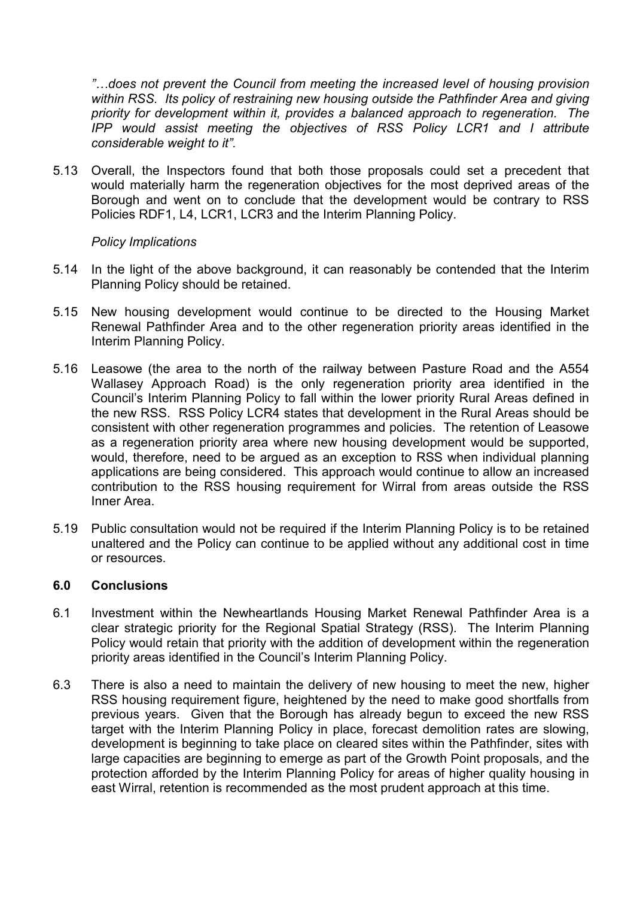*"…does not prevent the Council from meeting the increased level of housing provision within RSS. Its policy of restraining new housing outside the Pathfinder Area and giving priority for development within it, provides a balanced approach to regeneration. The IPP would assist meeting the objectives of RSS Policy LCR1 and I attribute considerable weight to it".*

5.13 Overall, the Inspectors found that both those proposals could set a precedent that would materially harm the regeneration objectives for the most deprived areas of the Borough and went on to conclude that the development would be contrary to RSS Policies RDF1, L4, LCR1, LCR3 and the Interim Planning Policy.

*Policy Implications*

5.14 In the light of the above background, it can reasonably be contended that the Interim Planning Policy should be retained.

5.15 New housing development would continue to be directed to the Housing Market Renewal Pathfinder Area and to the other regeneration priority areas identified in the Interim Planning Policy.

5.16 Leasowe (the area to the north of the railway between Pasture Road and the A554 Wallasey Approach Road) is the only regeneration priority area identified in the Council's Interim Planning Policy to fall within the lower priority Rural Areas defined in the new RSS. RSS Policy LCR4 states that development in the Rural Areas should be consistent with other regeneration programmes and policies. The retention of Leasowe as a regeneration priority area where new housing development would be supported, would, therefore, need to be argued as an exception to RSS when individual planning applications are being considered. This approach would continue to allow an increased contribution to the RSS housing requirement for Wirral from areas outside the RSS Inner Area.

5.19 Public consultation would not be required if the Interim Planning Policy is to be retained unaltered and the Policy can continue to be applied without any additional cost in time or resources.

## 6.0 Conclusions

6.1 Investment within the Newheartlands Housing Market Renewal Pathfinder Area is a clear strategic priority for the Regional Spatial Strategy (RSS). The Interim Planning Policy would retain that priority with the addition of development within the regeneration priority areas identified in the Council's Interim Planning Policy.

6.3 There is also a need to maintain the delivery of new housing to meet the new, higher RSS housing requirement figure, heightened by the need to make good shortfalls from previous years. Given that the Borough has already begun to exceed the new RSS target with the Interim Planning Policy in place, forecast demolition rates are slowing, development is beginning to take place on cleared sites within the Pathfinder, sites with large capacities are beginning to emerge as part of the Growth Point proposals, and the protection afforded by the Interim Planning Policy for areas of higher quality housing in east Wirral, retention is recommended as the most prudent approach at this time.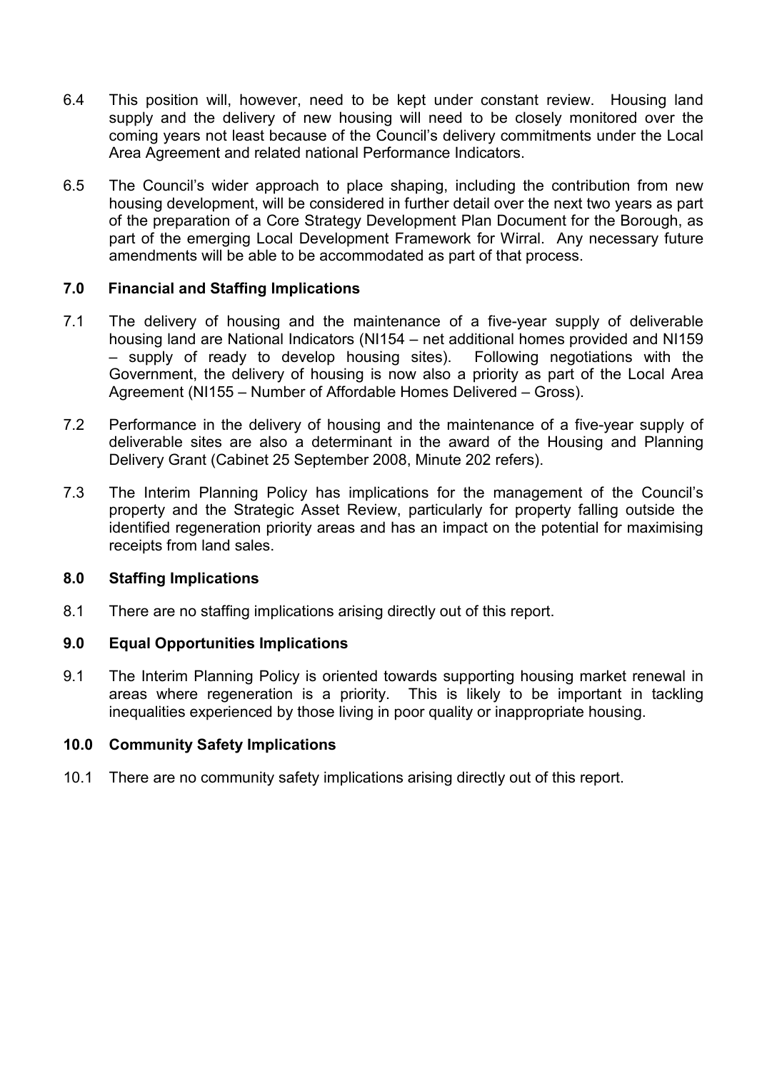6.4 This position will, however, need to be kept under constant review. Housing land supply and the delivery of new housing will need to be closely monitored over the coming years not least because of the Council's delivery commitments under the Local Area Agreement and related national Performance Indicators.

6.5 The Council's wider approach to place shaping, including the contribution from new housing development, will be considered in further detail over the next two years as part of the preparation of a Core Strategy Development Plan Document for the Borough, as part of the emerging Local Development Framework for Wirral. Any necessary future amendments will be able to be accommodated as part of that process.

## 7.0 Financial and Staffing Implications

7.1 The delivery of housing and the maintenance of a five-year supply of deliverable housing land are National Indicators (NI154 – net additional homes provided and NI159 – supply of ready to develop housing sites). Following negotiations with the Government, the delivery of housing is now also a priority as part of the Local Area Agreement (NI155 – Number of Affordable Homes Delivered – Gross).

7.2 Performance in the delivery of housing and the maintenance of a five-year supply of deliverable sites are also a determinant in the award of the Housing and Planning Delivery Grant (Cabinet 25 September 2008, Minute 202 refers).

7.3 The Interim Planning Policy has implications for the management of the Council's property and the Strategic Asset Review, particularly for property falling outside the identified regeneration priority areas and has an impact on the potential for maximising receipts from land sales.

## 8.0 Staffing Implications

8.1 There are no staffing implications arising directly out of this report.

## 9.0 Equal Opportunities Implications

9.1 The Interim Planning Policy is oriented towards supporting housing market renewal in areas where regeneration is a priority. This is likely to be important in tackling inequalities experienced by those living in poor quality or inappropriate housing.

## 10.0 Community Safety Implications

10.1 There are no community safety implications arising directly out of this report.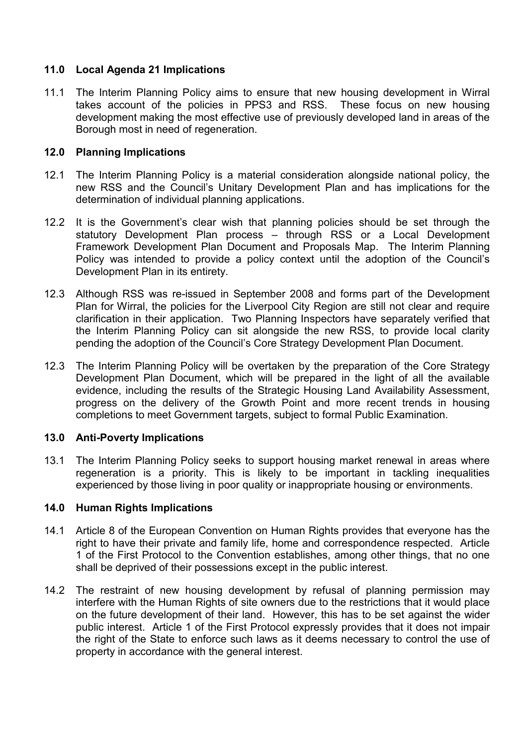## 11.0 Local Agenda 21 Implications

11.1 The Interim Planning Policy aims to ensure that new housing development in Wirral takes account of the policies in PPS3 and RSS. These focus on new housing development making the most effective use of previously developed land in areas of the Borough most in need of regeneration.

## 12.0 Planning Implications

12.1 The Interim Planning Policy is a material consideration alongside national policy, the new RSS and the Council's Unitary Development Plan and has implications for the determination of individual planning applications.

12.2 It is the Government's clear wish that planning policies should be set through the statutory Development Plan process – through RSS or a Local Development Framework Development Plan Document and Proposals Map. The Interim Planning Policy was intended to provide a policy context until the adoption of the Council's Development Plan in its entirety.

12.3 Although RSS was re-issued in September 2008 and forms part of the Development Plan for Wirral, the policies for the Liverpool City Region are still not clear and require clarification in their application. Two Planning Inspectors have separately verified that the Interim Planning Policy can sit alongside the new RSS, to provide local clarity pending the adoption of the Council's Core Strategy Development Plan Document.

12.3 The Interim Planning Policy will be overtaken by the preparation of the Core Strategy Development Plan Document, which will be prepared in the light of all the available evidence, including the results of the Strategic Housing Land Availability Assessment, progress on the delivery of the Growth Point and more recent trends in housing completions to meet Government targets, subject to formal Public Examination.

## 13.0 Anti-Poverty Implications

13.1 The Interim Planning Policy seeks to support housing market renewal in areas where regeneration is a priority. This is likely to be important in tackling inequalities experienced by those living in poor quality or inappropriate housing or environments.

## 14.0 Human Rights Implications

14.1 Article 8 of the European Convention on Human Rights provides that everyone has the right to have their private and family life, home and correspondence respected. Article 1 of the First Protocol to the Convention establishes, among other things, that no one shall be deprived of their possessions except in the public interest.

14.2 The restraint of new housing development by refusal of planning permission may interfere with the Human Rights of site owners due to the restrictions that it would place on the future development of their land. However, this has to be set against the wider public interest. Article 1 of the First Protocol expressly provides that it does not impair the right of the State to enforce such laws as it deems necessary to control the use of property in accordance with the general interest.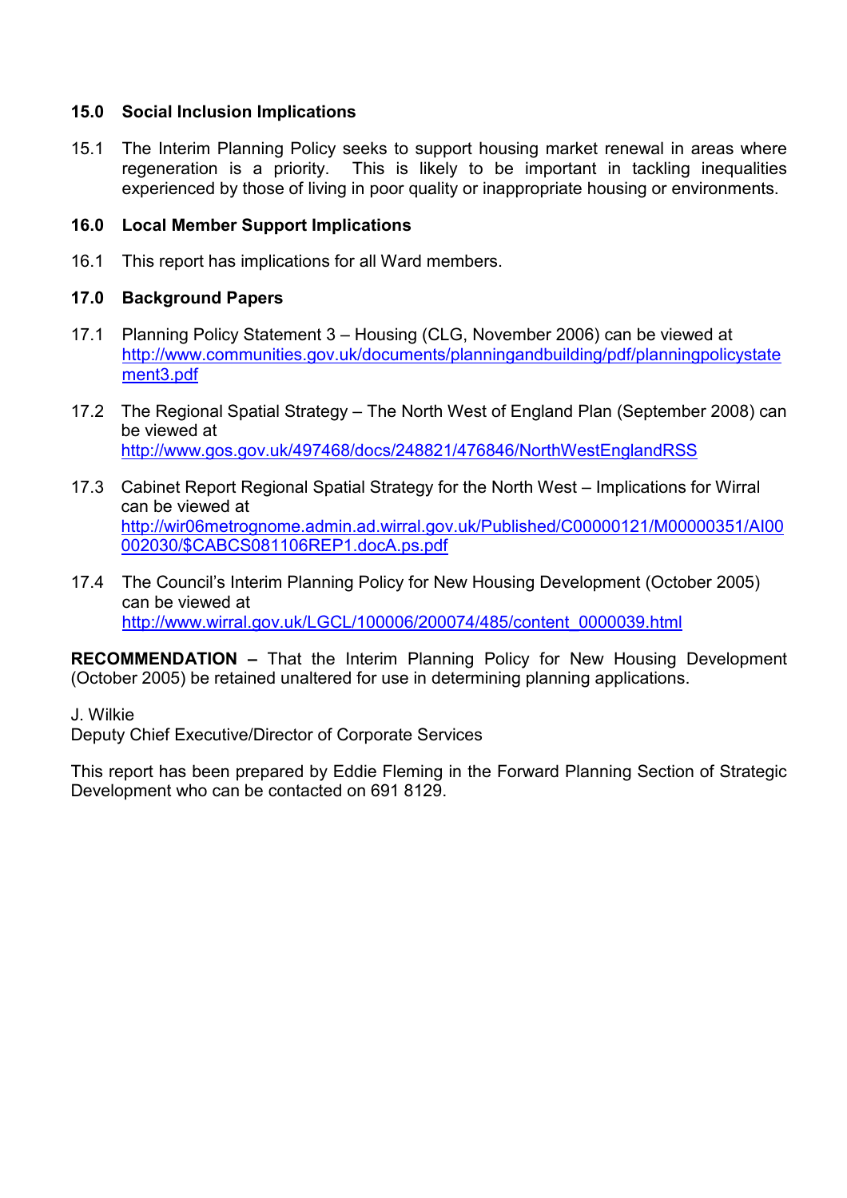## 15.0 Social Inclusion Implications

15.1 The Interim Planning Policy seeks to support housing market renewal in areas where regeneration is a priority. This is likely to be important in tackling inequalities experienced by those of living in poor quality or inappropriate housing or environments.

## 16.0 Local Member Support Implications

16.1 This report has implications for all Ward members.

## 17.0 Background Papers

17.1 Planning Policy Statement 3 – Housing (CLG, November 2006) can be viewed at http://www.communities.gov.uk/documents/planningandbuilding/pdf/planningpolicystatement3.pdf

17.2 The Regional Spatial Strategy – The North West of England Plan (September 2008) can be viewed at http://www.gos.gov.uk/497468/docs/248821/476846/NorthWestEnglandRSS

17.3 Cabinet Report Regional Spatial Strategy for the North West – Implications for Wirral can be viewed at http://wir06metrognome.admin.ad.wirral.gov.uk/Published/C00000121/M00000351/AI00002030/$CABCS081106REP1.docA.ps.pdf

17.4 The Council's Interim Planning Policy for New Housing Development (October 2005) can be viewed at http://www.wirral.gov.uk/LGCL/100006/200074/485/content_0000039.html

**RECOMMENDATION –** That the Interim Planning Policy for New Housing Development (October 2005) be retained unaltered for use in determining planning applications.

J. Wilkie
Deputy Chief Executive/Director of Corporate Services

This report has been prepared by Eddie Fleming in the Forward Planning Section of Strategic Development who can be contacted on 691 8129.